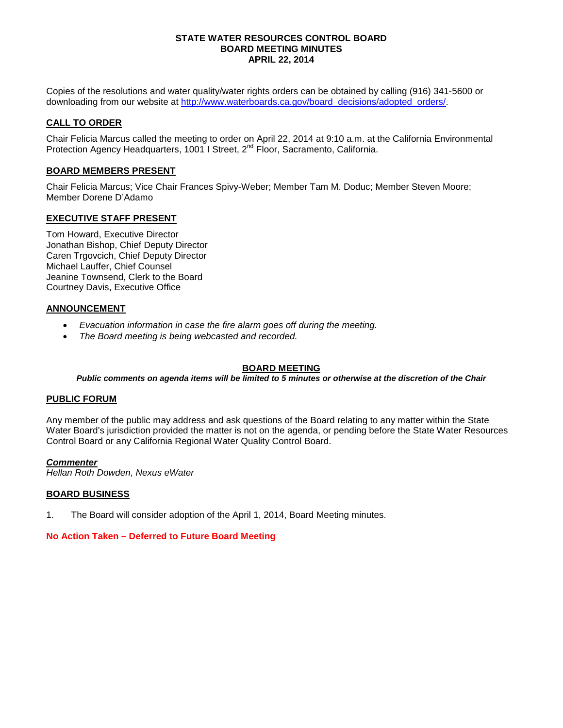**STATE WATER RESOURCES CONTROL BOARD**
**BOARD MEETING MINUTES**
**APRIL 22, 2014**

Copies of the resolutions and water quality/water rights orders can be obtained by calling (916) 341-5600 or downloading from our website at [http://www.waterboards.ca.gov/board_decisions/adopted_orders/](http://www.waterboards.ca.gov/board_decisions/adopted_orders/).

## CALL TO ORDER

Chair Felicia Marcus called the meeting to order on April 22, 2014 at 9:10 a.m. at the California Environmental Protection Agency Headquarters, 1001 I Street, 2nd Floor, Sacramento, California.

## BOARD MEMBERS PRESENT

Chair Felicia Marcus; Vice Chair Frances Spivy-Weber; Member Tam M. Doduc; Member Steven Moore; Member Dorene D'Adamo

## EXECUTIVE STAFF PRESENT

Tom Howard, Executive Director
Jonathan Bishop, Chief Deputy Director
Caren Trgovcich, Chief Deputy Director
Michael Lauffer, Chief Counsel
Jeanine Townsend, Clerk to the Board
Courtney Davis, Executive Office

## ANNOUNCEMENT

- *Evacuation information in case the fire alarm goes off during the meeting.*
- *The Board meeting is being webcasted and recorded.*

## BOARD MEETING

***Public comments on agenda items will be limited to 5 minutes or otherwise at the discretion of the Chair***

## PUBLIC FORUM

Any member of the public may address and ask questions of the Board relating to any matter within the State Water Board's jurisdiction provided the matter is not on the agenda, or pending before the State Water Resources Control Board or any California Regional Water Quality Control Board.

***Commenter***
*Hellan Roth Dowden, Nexus eWater*

## BOARD BUSINESS

1. The Board will consider adoption of the April 1, 2014, Board Meeting minutes.

**No Action Taken – Deferred to Future Board Meeting**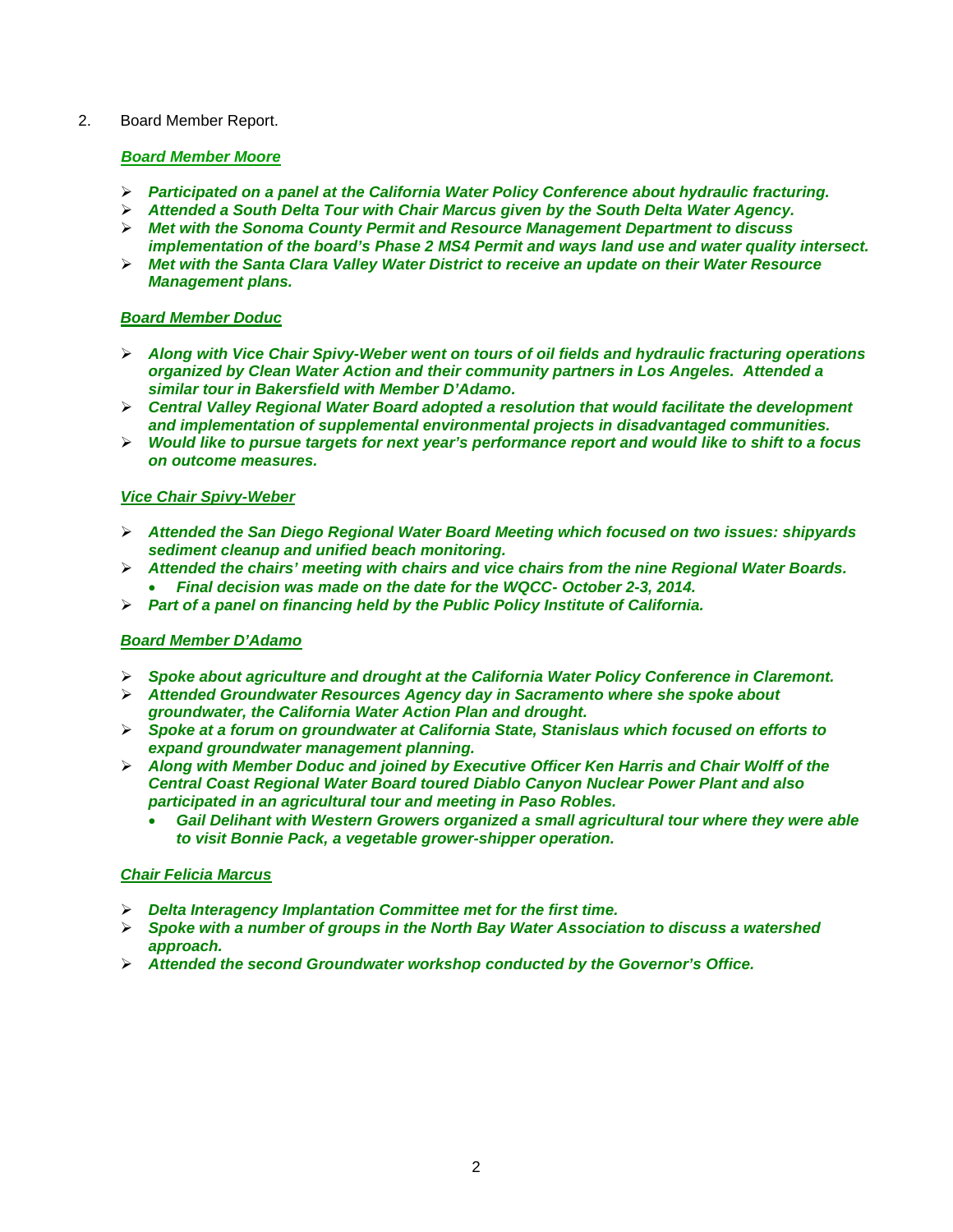2. Board Member Report.

***Board Member Moore***

- ***Participated on a panel at the California Water Policy Conference about hydraulic fracturing.***
- ***Attended a South Delta Tour with Chair Marcus given by the South Delta Water Agency.***
- ***Met with the Sonoma County Permit and Resource Management Department to discuss implementation of the board's Phase 2 MS4 Permit and ways land use and water quality intersect.***
- ***Met with the Santa Clara Valley Water District to receive an update on their Water Resource Management plans.***

***Board Member Doduc***

- ***Along with Vice Chair Spivy-Weber went on tours of oil fields and hydraulic fracturing operations organized by Clean Water Action and their community partners in Los Angeles. Attended a similar tour in Bakersfield with Member D'Adamo.***
- ***Central Valley Regional Water Board adopted a resolution that would facilitate the development and implementation of supplemental environmental projects in disadvantaged communities.***
- ***Would like to pursue targets for next year's performance report and would like to shift to a focus on outcome measures.***

***Vice Chair Spivy-Weber***

- ***Attended the San Diego Regional Water Board Meeting which focused on two issues: shipyards sediment cleanup and unified beach monitoring.***
- ***Attended the chairs' meeting with chairs and vice chairs from the nine Regional Water Boards.***
  - ***Final decision was made on the date for the WQCC- October 2-3, 2014.***
- ***Part of a panel on financing held by the Public Policy Institute of California.***

***Board Member D'Adamo***

- ***Spoke about agriculture and drought at the California Water Policy Conference in Claremont.***
- ***Attended Groundwater Resources Agency day in Sacramento where she spoke about groundwater, the California Water Action Plan and drought.***
- ***Spoke at a forum on groundwater at California State, Stanislaus which focused on efforts to expand groundwater management planning.***
- ***Along with Member Doduc and joined by Executive Officer Ken Harris and Chair Wolff of the Central Coast Regional Water Board toured Diablo Canyon Nuclear Power Plant and also participated in an agricultural tour and meeting in Paso Robles.***
  - ***Gail Delihant with Western Growers organized a small agricultural tour where they were able to visit Bonnie Pack, a vegetable grower-shipper operation.***

***Chair Felicia Marcus***

- ***Delta Interagency Implantation Committee met for the first time.***
- ***Spoke with a number of groups in the North Bay Water Association to discuss a watershed approach.***
- ***Attended the second Groundwater workshop conducted by the Governor's Office.***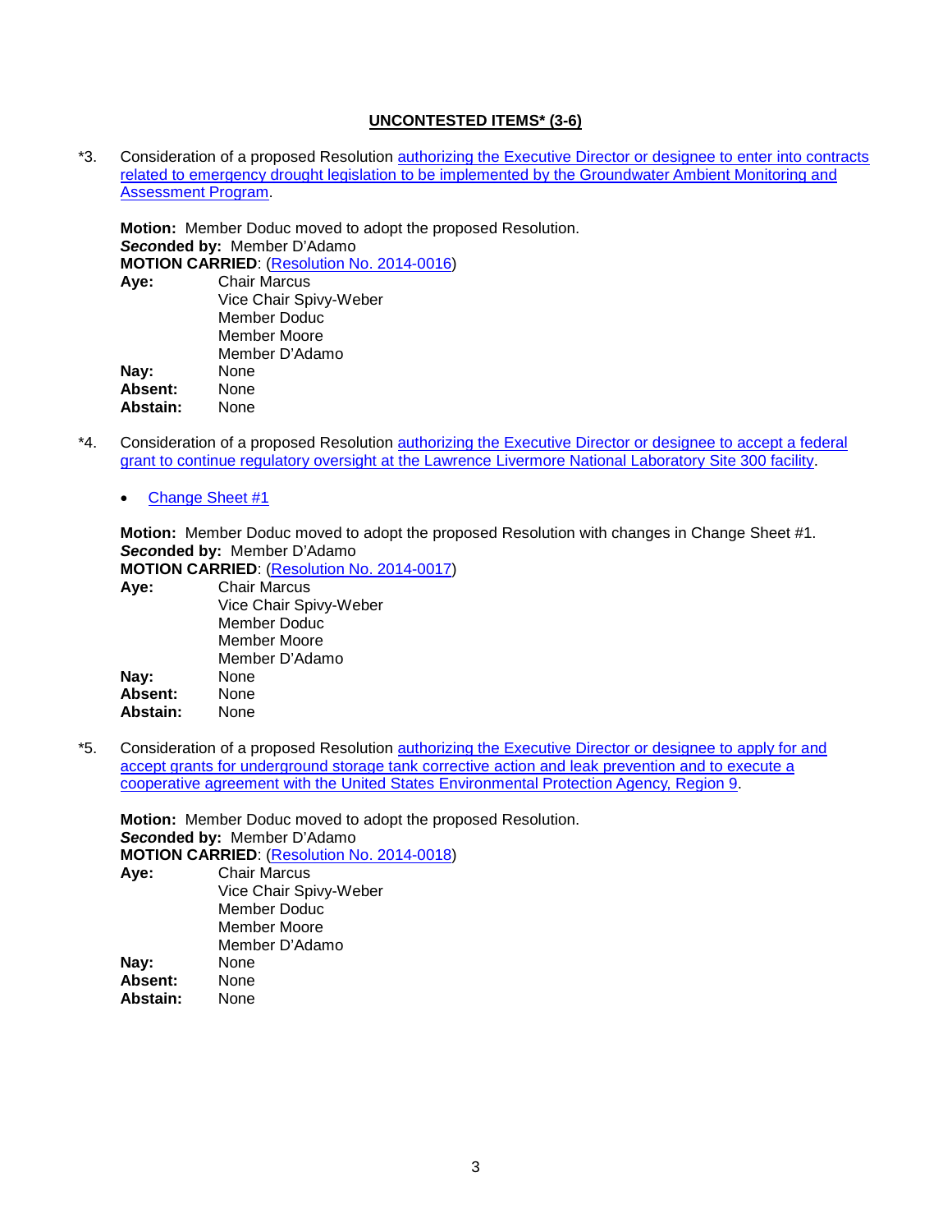## UNCONTESTED ITEMS* (3-6)

*3. Consideration of a proposed Resolution authorizing the Executive Director or designee to enter into contracts related to emergency drought legislation to be implemented by the Groundwater Ambient Monitoring and Assessment Program.

**Motion:** Member Doduc moved to adopt the proposed Resolution.
***Seconded by:*** Member D'Adamo
**MOTION CARRIED**: (Resolution No. 2014-0016)

| | |
|---|---|
| **Aye:** | Chair Marcus<br>Vice Chair Spivy-Weber<br>Member Doduc<br>Member Moore<br>Member D'Adamo |
| **Nay:** | None |
| **Absent:** | None |
| **Abstain:** | None |

*4. Consideration of a proposed Resolution authorizing the Executive Director or designee to accept a federal grant to continue regulatory oversight at the Lawrence Livermore National Laboratory Site 300 facility.

- Change Sheet #1

**Motion:** Member Doduc moved to adopt the proposed Resolution with changes in Change Sheet #1.
***Seconded by:*** Member D'Adamo
**MOTION CARRIED**: (Resolution No. 2014-0017)

| | |
|---|---|
| **Aye:** | Chair Marcus<br>Vice Chair Spivy-Weber<br>Member Doduc<br>Member Moore<br>Member D'Adamo |
| **Nay:** | None |
| **Absent:** | None |
| **Abstain:** | None |

*5. Consideration of a proposed Resolution authorizing the Executive Director or designee to apply for and accept grants for underground storage tank corrective action and leak prevention and to execute a cooperative agreement with the United States Environmental Protection Agency, Region 9.

**Motion:** Member Doduc moved to adopt the proposed Resolution.
***Seconded by:*** Member D'Adamo
**MOTION CARRIED**: (Resolution No. 2014-0018)

| | |
|---|---|
| **Aye:** | Chair Marcus<br>Vice Chair Spivy-Weber<br>Member Doduc<br>Member Moore<br>Member D'Adamo |
| **Nay:** | None |
| **Absent:** | None |
| **Abstain:** | None |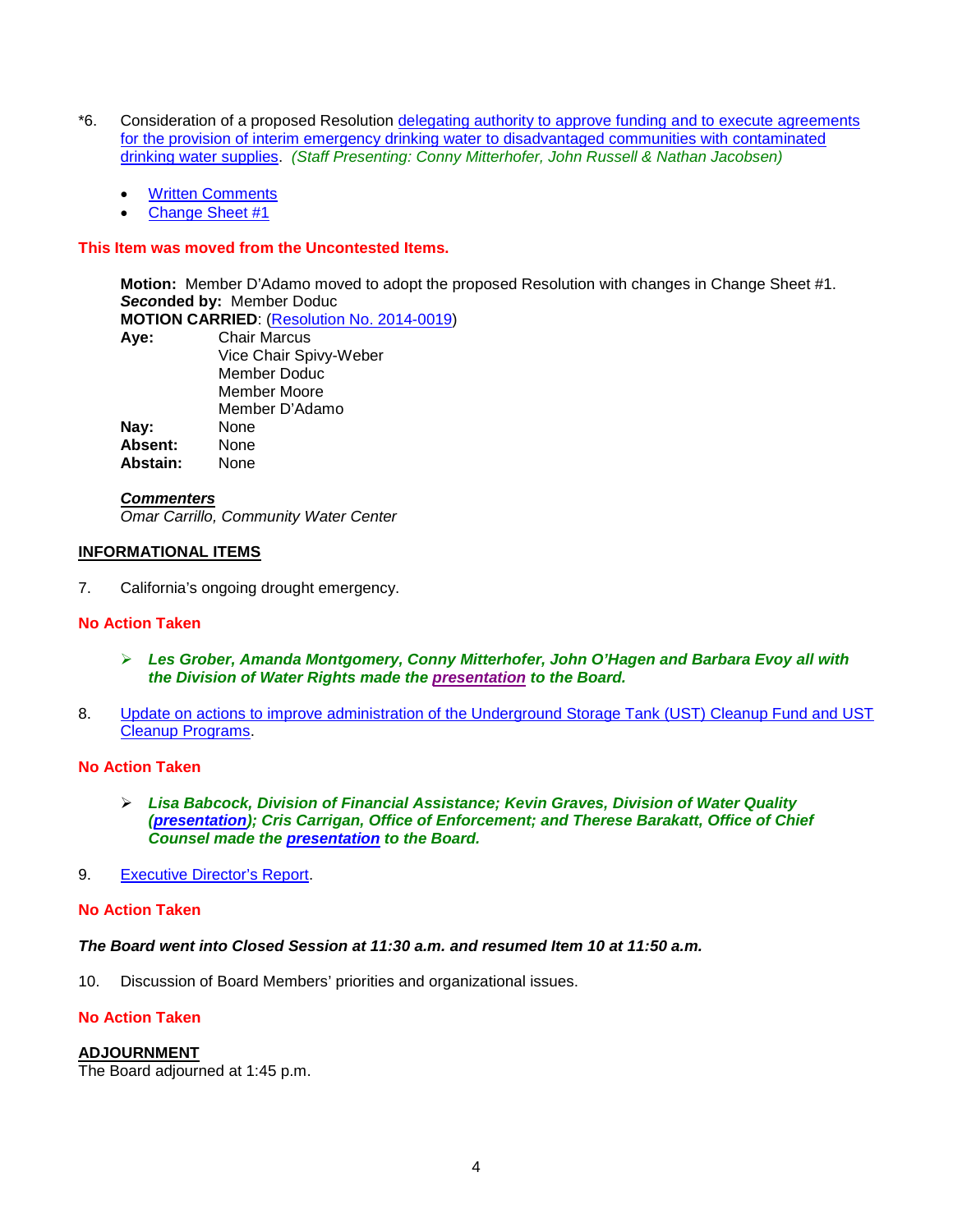*6. Consideration of a proposed Resolution delegating authority to approve funding and to execute agreements for the provision of interim emergency drinking water to disadvantaged communities with contaminated drinking water supplies. *(Staff Presenting: Conny Mitterhofer, John Russell & Nathan Jacobsen)*

- Written Comments
- Change Sheet #1

**This Item was moved from the Uncontested Items.**

**Motion:** Member D'Adamo moved to adopt the proposed Resolution with changes in Change Sheet #1.
***Seconded by:*** Member Doduc
**MOTION CARRIED**: (Resolution No. 2014-0019)

| | |
|---|---|
| **Aye:** | Chair Marcus<br>Vice Chair Spivy-Weber<br>Member Doduc<br>Member Moore<br>Member D'Adamo |
| **Nay:** | None |
| **Absent:** | None |
| **Abstain:** | None |

***Commenters***
*Omar Carrillo, Community Water Center*

## INFORMATIONAL ITEMS

7. California's ongoing drought emergency.

**No Action Taken**

- ***Les Grober, Amanda Montgomery, Conny Mitterhofer, John O'Hagen and Barbara Evoy all with the Division of Water Rights made the presentation to the Board.***

8. Update on actions to improve administration of the Underground Storage Tank (UST) Cleanup Fund and UST Cleanup Programs.

**No Action Taken**

- ***Lisa Babcock, Division of Financial Assistance; Kevin Graves, Division of Water Quality (presentation); Cris Carrigan, Office of Enforcement; and Therese Barakatt, Office of Chief Counsel made the presentation to the Board.***

9. Executive Director's Report.

**No Action Taken**

***The Board went into Closed Session at 11:30 a.m. and resumed Item 10 at 11:50 a.m.***

10. Discussion of Board Members' priorities and organizational issues.

**No Action Taken**

## ADJOURNMENT

The Board adjourned at 1:45 p.m.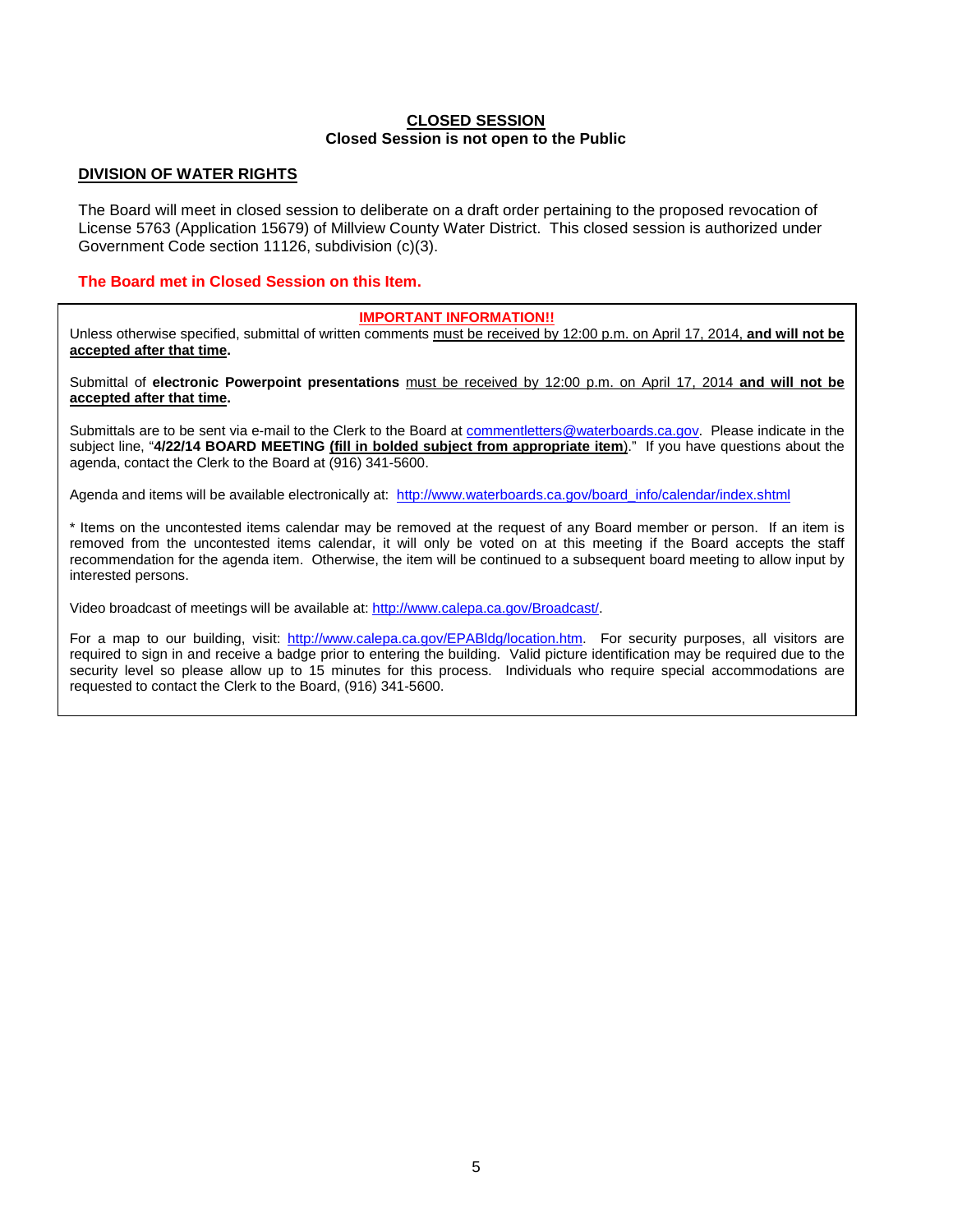## CLOSED SESSION

**Closed Session is not open to the Public**

### DIVISION OF WATER RIGHTS

The Board will meet in closed session to deliberate on a draft order pertaining to the proposed revocation of License 5763 (Application 15679) of Millview County Water District. This closed session is authorized under Government Code section 11126, subdivision (c)(3).

**The Board met in Closed Session on this Item.**

---

**IMPORTANT INFORMATION!!**

Unless otherwise specified, submittal of written comments must be received by 12:00 p.m. on April 17, 2014, **and will not be accepted after that time**.

Submittal of **electronic Powerpoint presentations** must be received by 12:00 p.m. on April 17, 2014 **and will not be accepted after that time**.

Submittals are to be sent via e-mail to the Clerk to the Board at commentletters@waterboards.ca.gov. Please indicate in the subject line, "**4/22/14 BOARD MEETING (fill in bolded subject from appropriate item)**." If you have questions about the agenda, contact the Clerk to the Board at (916) 341-5600.

Agenda and items will be available electronically at: http://www.waterboards.ca.gov/board_info/calendar/index.shtml

* Items on the uncontested items calendar may be removed at the request of any Board member or person. If an item is removed from the uncontested items calendar, it will only be voted on at this meeting if the Board accepts the staff recommendation for the agenda item. Otherwise, the item will be continued to a subsequent board meeting to allow input by interested persons.

Video broadcast of meetings will be available at: http://www.calepa.ca.gov/Broadcast/.

For a map to our building, visit: http://www.calepa.ca.gov/EPABldg/location.htm. For security purposes, all visitors are required to sign in and receive a badge prior to entering the building. Valid picture identification may be required due to the security level so please allow up to 15 minutes for this process. Individuals who require special accommodations are requested to contact the Clerk to the Board, (916) 341-5600.